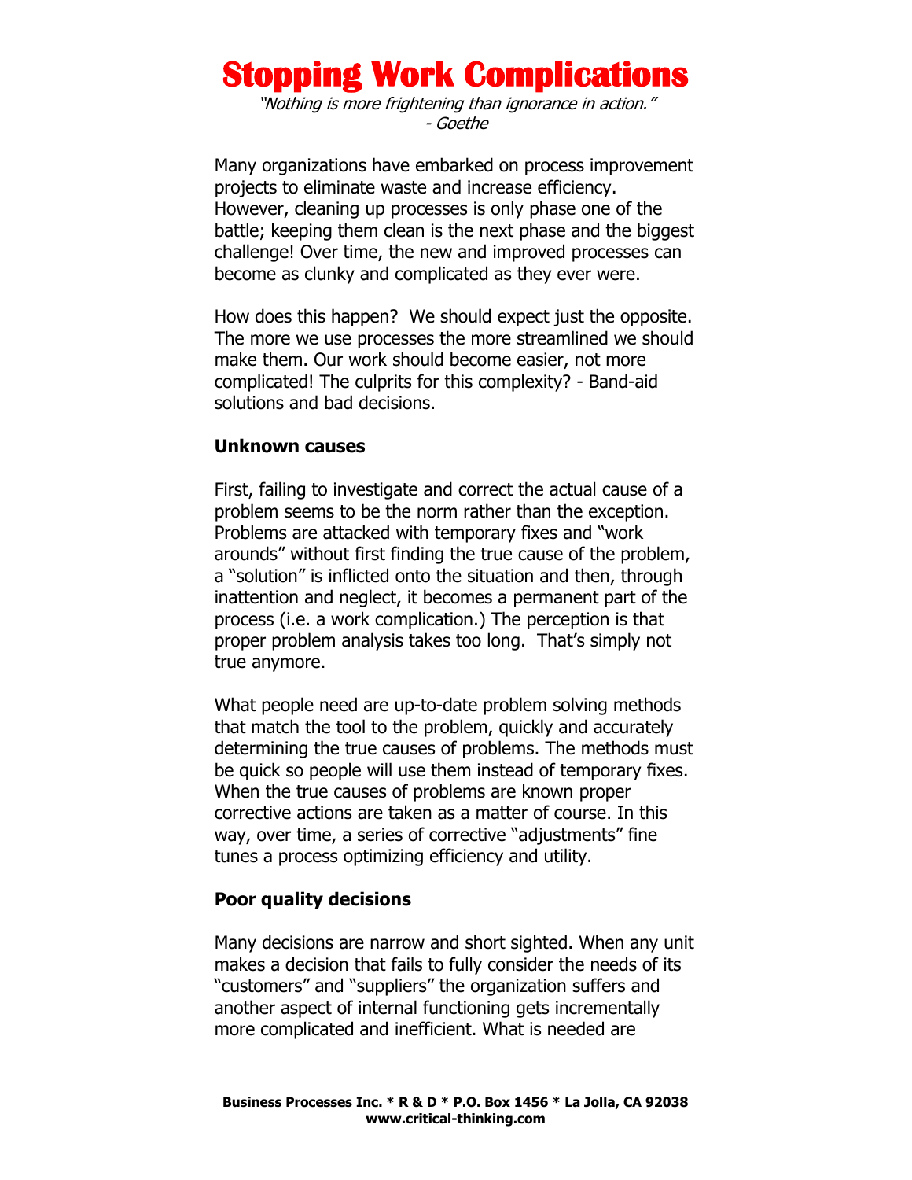# Stopping Work Complications

*"Nothing is more frightening than ignorance in action."*
*- Goethe*

Many organizations have embarked on process improvement projects to eliminate waste and increase efficiency. However, cleaning up processes is only phase one of the battle; keeping them clean is the next phase and the biggest challenge! Over time, the new and improved processes can become as clunky and complicated as they ever were.

How does this happen? We should expect just the opposite. The more we use processes the more streamlined we should make them. Our work should become easier, not more complicated! The culprits for this complexity? - Band-aid solutions and bad decisions.

**Unknown causes**

First, failing to investigate and correct the actual cause of a problem seems to be the norm rather than the exception. Problems are attacked with temporary fixes and "work arounds" without first finding the true cause of the problem, a "solution" is inflicted onto the situation and then, through inattention and neglect, it becomes a permanent part of the process (i.e. a work complication.) The perception is that proper problem analysis takes too long. That's simply not true anymore.

What people need are up-to-date problem solving methods that match the tool to the problem, quickly and accurately determining the true causes of problems. The methods must be quick so people will use them instead of temporary fixes. When the true causes of problems are known proper corrective actions are taken as a matter of course. In this way, over time, a series of corrective "adjustments" fine tunes a process optimizing efficiency and utility.

**Poor quality decisions**

Many decisions are narrow and short sighted. When any unit makes a decision that fails to fully consider the needs of its "customers" and "suppliers" the organization suffers and another aspect of internal functioning gets incrementally more complicated and inefficient. What is needed are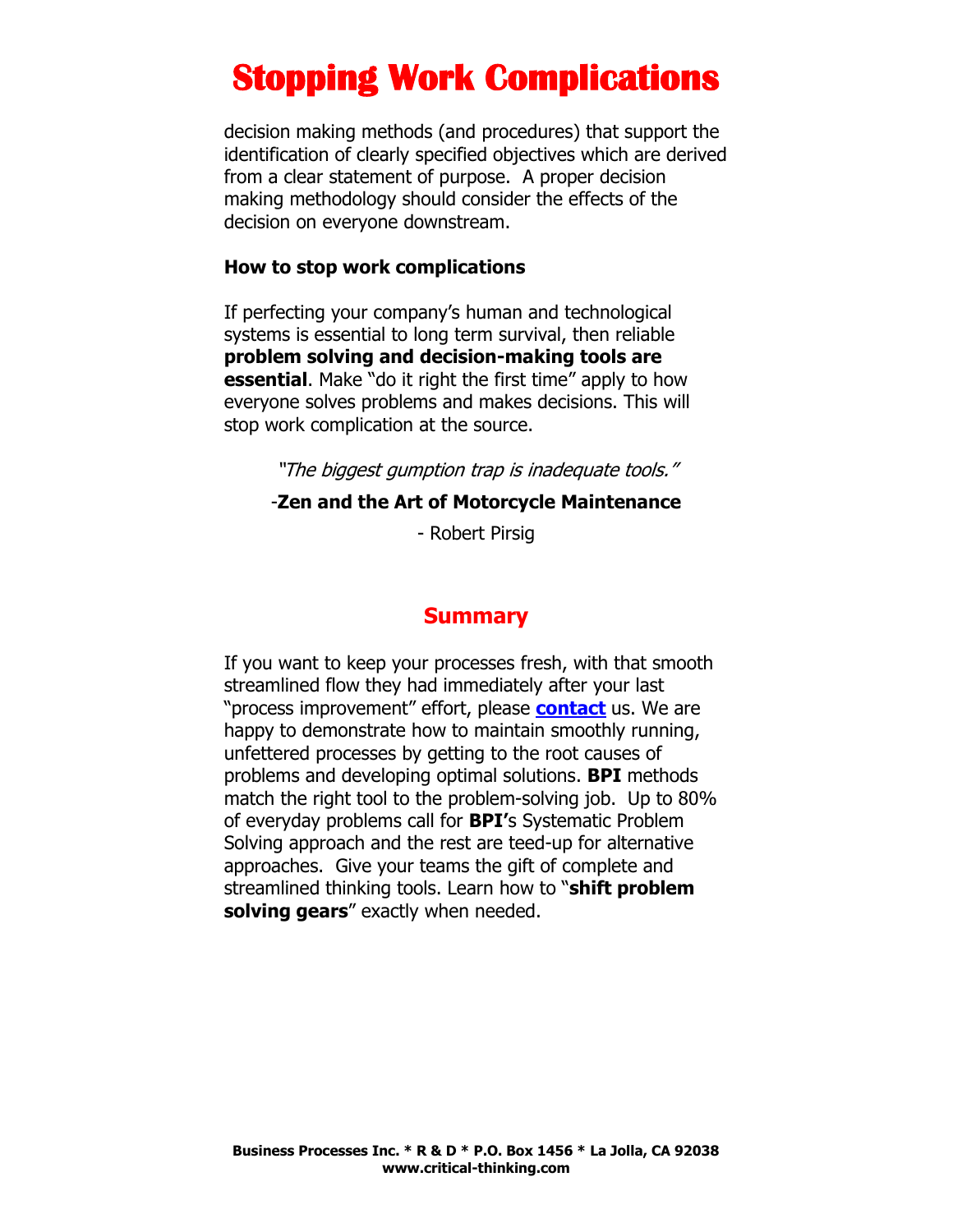decision making methods (and procedures) that support the identification of clearly specified objectives which are derived from a clear statement of purpose. A proper decision making methodology should consider the effects of the decision on everyone downstream.

### How to stop work complications

If perfecting your company's human and technological systems is essential to long term survival, then reliable **problem solving and decision-making tools are essential**. Make "do it right the first time" apply to how everyone solves problems and makes decisions. This will stop work complication at the source.

*"The biggest gumption trap is inadequate tools."*

-**Zen and the Art of Motorcycle Maintenance**

- Robert Pirsig

## Summary

If you want to keep your processes fresh, with that smooth streamlined flow they had immediately after your last "process improvement" effort, please **contact** us. We are happy to demonstrate how to maintain smoothly running, unfettered processes by getting to the root causes of problems and developing optimal solutions. **BPI** methods match the right tool to the problem-solving job. Up to 80% of everyday problems call for **BPI's** Systematic Problem Solving approach and the rest are teed-up for alternative approaches. Give your teams the gift of complete and streamlined thinking tools. Learn how to "**shift problem solving gears**" exactly when needed.

**Business Processes Inc. * R & D * P.O. Box 1456 * La Jolla, CA 92038**
**www.critical-thinking.com**